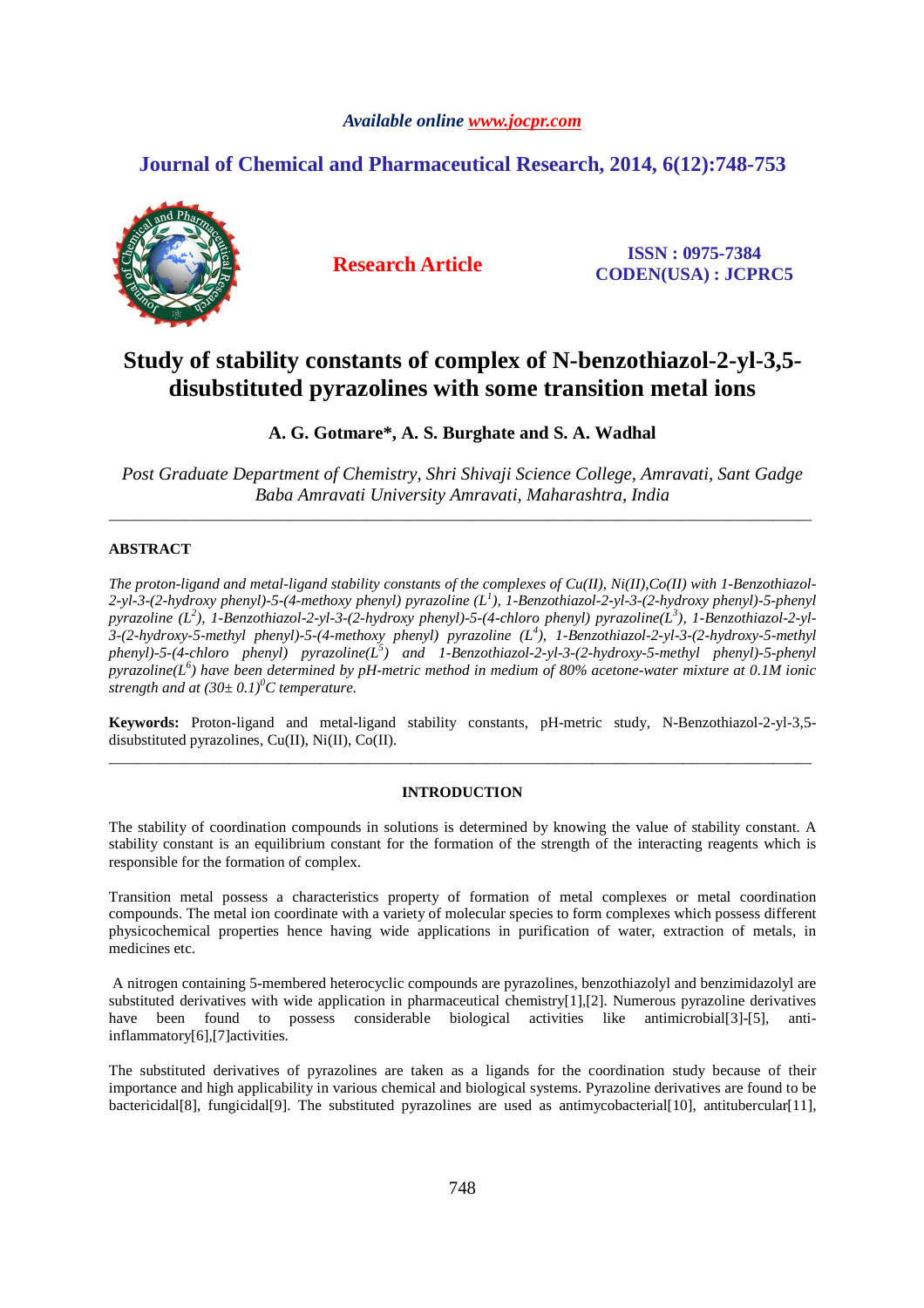*Available online www.jocpr.com*

**Journal of Chemical and Pharmaceutical Research, 2014, 6(12):748-753**

**Research Article**

**ISSN : 0975-7384**
**CODEN(USA) : JCPRC5**

# Study of stability constants of complex of N-benzothiazol-2-yl-3,5-disubstituted pyrazolines with some transition metal ions

**A. G. Gotmare\*, A. S. Burghate and S. A. Wadhal**

*Post Graduate Department of Chemistry, Shri Shivaji Science College, Amravati, Sant Gadge Baba Amravati University Amravati, Maharashtra, India*

---

## ABSTRACT

*The proton-ligand and metal-ligand stability constants of the complexes of Cu(II), Ni(II),Co(II) with 1-Benzothiazol-2-yl-3-(2-hydroxy phenyl)-5-(4-methoxy phenyl) pyrazoline ($L^1$), 1-Benzothiazol-2-yl-3-(2-hydroxy phenyl)-5-phenyl pyrazoline ($L^2$), 1-Benzothiazol-2-yl-3-(2-hydroxy phenyl)-5-(4-chloro phenyl) pyrazoline($L^3$), 1-Benzothiazol-2-yl-3-(2-hydroxy-5-methyl phenyl)-5-(4-methoxy phenyl) pyrazoline ($L^4$), 1-Benzothiazol-2-yl-3-(2-hydroxy-5-methyl phenyl)-5-(4-chloro phenyl) pyrazoline($L^5$) and 1-Benzothiazol-2-yl-3-(2-hydroxy-5-methyl phenyl)-5-phenyl pyrazoline($L^6$) have been determined by pH-metric method in medium of 80% acetone-water mixture at 0.1M ionic strength and at $(30\pm 0.1)^0C$ temperature.*

**Keywords:** Proton-ligand and metal-ligand stability constants, pH-metric study, N-Benzothiazol-2-yl-3,5-disubstituted pyrazolines, Cu(II), Ni(II), Co(II).

---

## INTRODUCTION

The stability of coordination compounds in solutions is determined by knowing the value of stability constant. A stability constant is an equilibrium constant for the formation of the strength of the interacting reagents which is responsible for the formation of complex.

Transition metal possess a characteristics property of formation of metal complexes or metal coordination compounds. The metal ion coordinate with a variety of molecular species to form complexes which possess different physicochemical properties hence having wide applications in purification of water, extraction of metals, in medicines etc.

A nitrogen containing 5-membered heterocyclic compounds are pyrazolines, benzothiazolyl and benzimidazolyl are substituted derivatives with wide application in pharmaceutical chemistry[1],[2]. Numerous pyrazoline derivatives have been found to possess considerable biological activities like antimicrobial[3]-[5], anti-inflammatory[6],[7]activities.

The substituted derivatives of pyrazolines are taken as a ligands for the coordination study because of their importance and high applicability in various chemical and biological systems. Pyrazoline derivatives are found to be bactericidal[8], fungicidal[9]. The substituted pyrazolines are used as antimycobacterial[10], antitubercular[11],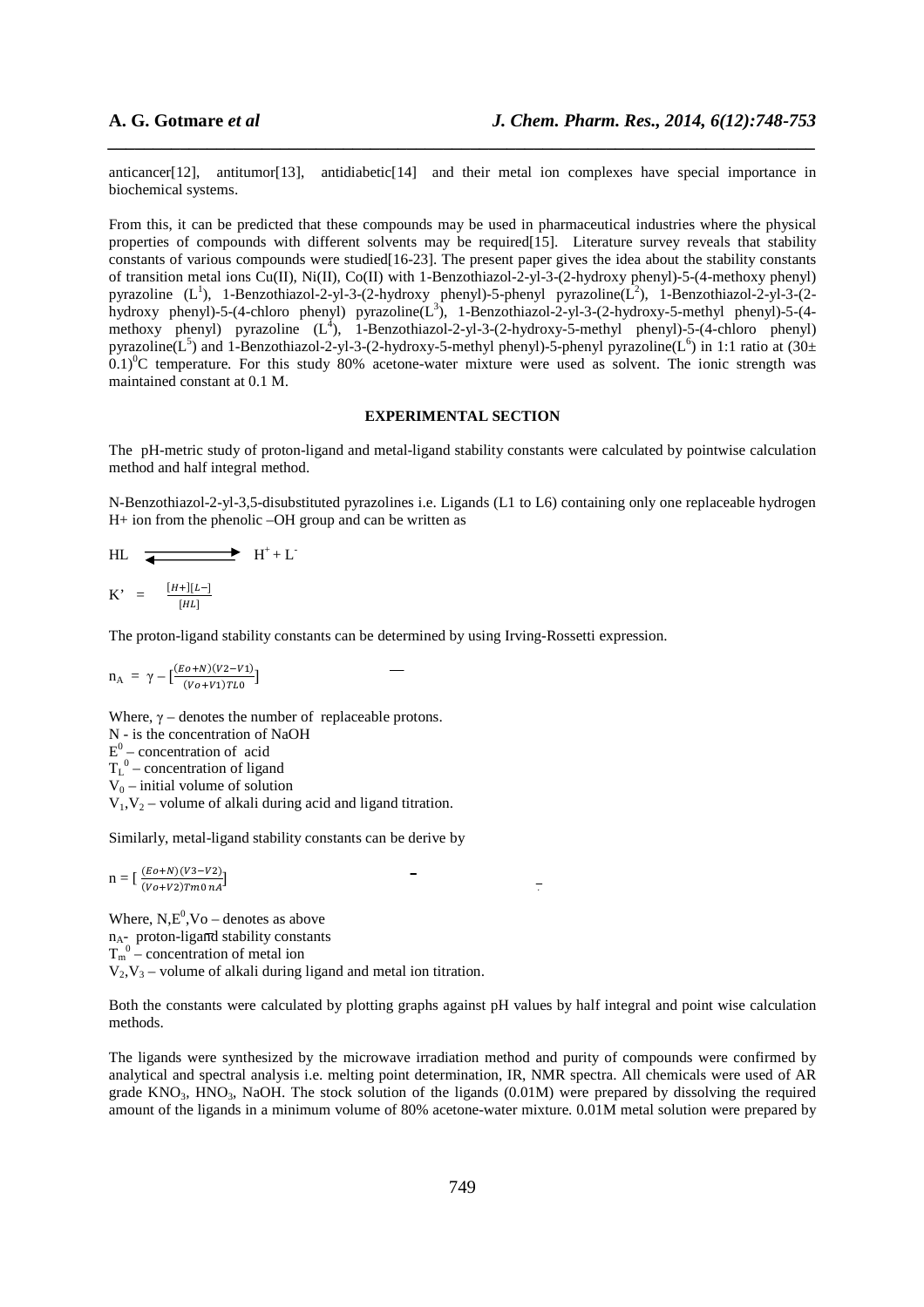anticancer[12], antitumor[13], antidiabetic[14] and their metal ion complexes have special importance in biochemical systems.

From this, it can be predicted that these compounds may be used in pharmaceutical industries where the physical properties of compounds with different solvents may be required[15]. Literature survey reveals that stability constants of various compounds were studied[16-23]. The present paper gives the idea about the stability constants of transition metal ions Cu(II), Ni(II), Co(II) with 1-Benzothiazol-2-yl-3-(2-hydroxy phenyl)-5-(4-methoxy phenyl) pyrazoline ($L^1$), 1-Benzothiazol-2-yl-3-(2-hydroxy phenyl)-5-phenyl pyrazoline($L^2$), 1-Benzothiazol-2-yl-3-(2-hydroxy phenyl)-5-(4-chloro phenyl) pyrazoline($L^3$), 1-Benzothiazol-2-yl-3-(2-hydroxy-5-methyl phenyl)-5-(4-methoxy phenyl) pyrazoline ($L^4$), 1-Benzothiazol-2-yl-3-(2-hydroxy-5-methyl phenyl)-5-(4-chloro phenyl) pyrazoline($L^5$) and 1-Benzothiazol-2-yl-3-(2-hydroxy-5-methyl phenyl)-5-phenyl pyrazoline($L^6$) in 1:1 ratio at $(30\pm 0.1)^0$C temperature. For this study 80% acetone-water mixture were used as solvent. The ionic strength was maintained constant at 0.1 M.

## EXPERIMENTAL SECTION

The pH-metric study of proton-ligand and metal-ligand stability constants were calculated by pointwise calculation method and half integral method.

N-Benzothiazol-2-yl-3,5-disubstituted pyrazolines i.e. Ligands (L1 to L6) containing only one replaceable hydrogen H+ ion from the phenolic –OH group and can be written as

$$HL \rightleftharpoons H^+ + L^-$$

$$K' = \frac{[H+][L-]}{[HL]}$$

The proton-ligand stability constants can be determined by using Irving-Rossetti expression.

$$\bar{n}_A = \gamma - \left[\frac{(Eo+N)(V2-V1)}{(Vo+V1)TL0}\right]$$

Where, $\gamma$ – denotes the number of replaceable protons.
N - is the concentration of NaOH
$E^0$ – concentration of acid
$T_L^0$ – concentration of ligand
$V_0$ – initial volume of solution
$V_1, V_2$ – volume of alkali during acid and ligand titration.

Similarly, metal-ligand stability constants can be derive by

$$\bar{n} = \left[\frac{(Eo+N)(V3-V2)}{(Vo+V2)Tm0\,\bar{n}A}\right]$$

Where, N,$E^0$,Vo – denotes as above
$\bar{n}_A$- proton-ligand stability constants
$T_m^0$ – concentration of metal ion
$V_2, V_3$ – volume of alkali during ligand and metal ion titration.

Both the constants were calculated by plotting graphs against pH values by half integral and point wise calculation methods.

The ligands were synthesized by the microwave irradiation method and purity of compounds were confirmed by analytical and spectral analysis i.e. melting point determination, IR, NMR spectra. All chemicals were used of AR grade $KNO_3$, $HNO_3$, NaOH. The stock solution of the ligands (0.01M) were prepared by dissolving the required amount of the ligands in a minimum volume of 80% acetone-water mixture. 0.01M metal solution were prepared by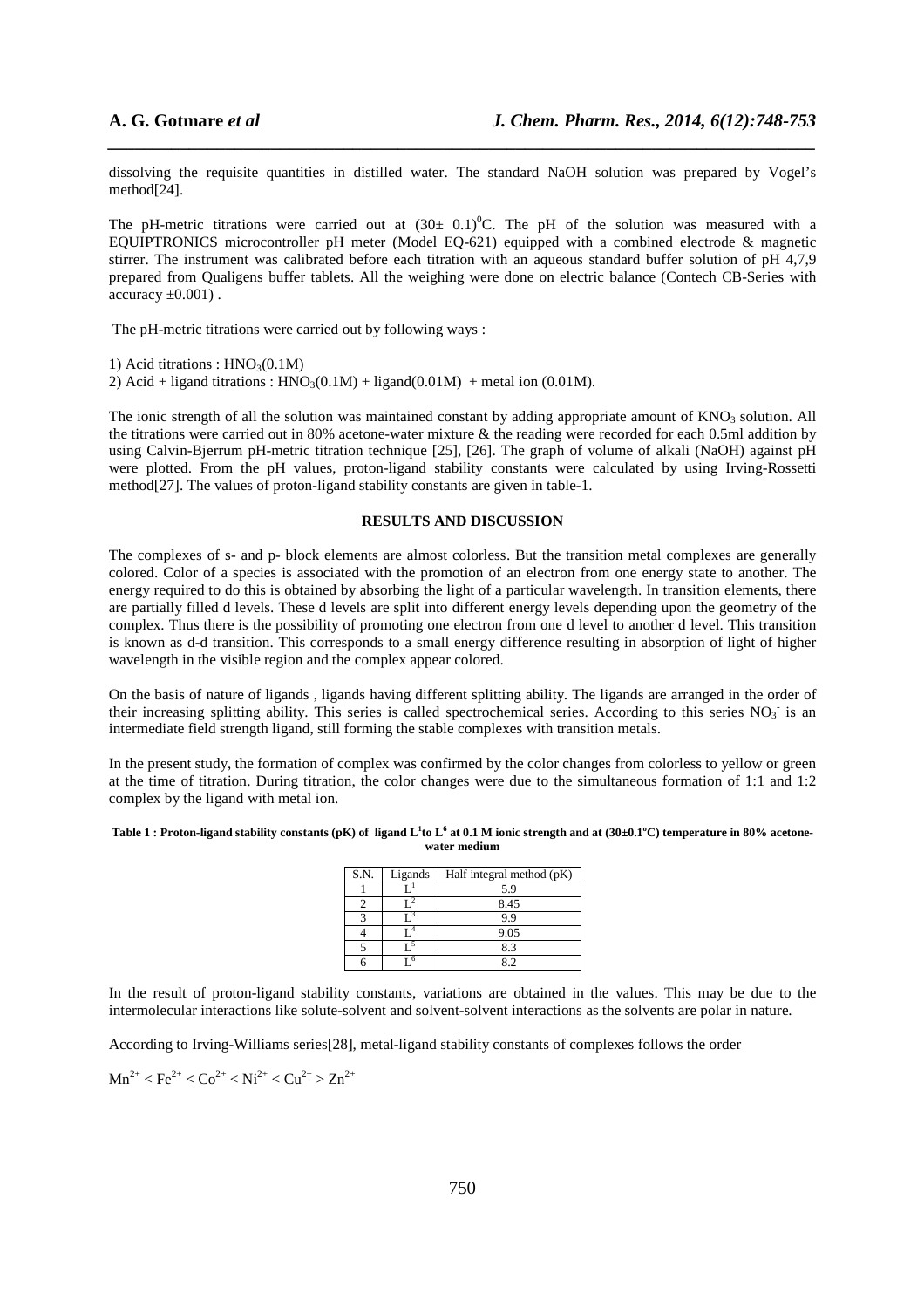dissolving the requisite quantities in distilled water. The standard NaOH solution was prepared by Vogel's method[24].

The pH-metric titrations were carried out at $(30\pm 0.1)^{0}$C. The pH of the solution was measured with a EQUIPTRONICS microcontroller pH meter (Model EQ-621) equipped with a combined electrode & magnetic stirrer. The instrument was calibrated before each titration with an aqueous standard buffer solution of pH 4,7,9 prepared from Qualigens buffer tablets. All the weighing were done on electric balance (Contech CB-Series with accuracy ±0.001) .

The pH-metric titrations were carried out by following ways :

1) Acid titrations : $HNO_3$(0.1M)
2) Acid + ligand titrations : $HNO_3$(0.1M) + ligand(0.01M) + metal ion (0.01M).

The ionic strength of all the solution was maintained constant by adding appropriate amount of $KNO_3$ solution. All the titrations were carried out in 80% acetone-water mixture & the reading were recorded for each 0.5ml addition by using Calvin-Bjerrum pH-metric titration technique [25], [26]. The graph of volume of alkali (NaOH) against pH were plotted. From the pH values, proton-ligand stability constants were calculated by using Irving-Rossetti method[27]. The values of proton-ligand stability constants are given in table-1.

## RESULTS AND DISCUSSION

The complexes of s- and p- block elements are almost colorless. But the transition metal complexes are generally colored. Color of a species is associated with the promotion of an electron from one energy state to another. The energy required to do this is obtained by absorbing the light of a particular wavelength. In transition elements, there are partially filled d levels. These d levels are split into different energy levels depending upon the geometry of the complex. Thus there is the possibility of promoting one electron from one d level to another d level. This transition is known as d-d transition. This corresponds to a small energy difference resulting in absorption of light of higher wavelength in the visible region and the complex appear colored.

On the basis of nature of ligands , ligands having different splitting ability. The ligands are arranged in the order of their increasing splitting ability. This series is called spectrochemical series. According to this series $NO_3^-$ is an intermediate field strength ligand, still forming the stable complexes with transition metals.

In the present study, the formation of complex was confirmed by the color changes from colorless to yellow or green at the time of titration. During titration, the color changes were due to the simultaneous formation of 1:1 and 1:2 complex by the ligand with metal ion.

**Table 1 : Proton-ligand stability constants (pK) of ligand $L^1$ to $L^6$ at 0.1 M ionic strength and at (30±0.1°C) temperature in 80% acetone-water medium**

| S.N. | Ligands | Half integral method (pK) |
|---|---|---|
| 1 | $L^1$ | 5.9 |
| 2 | $L^2$ | 8.45 |
| 3 | $L^3$ | 9.9 |
| 4 | $L^4$ | 9.05 |
| 5 | $L^5$ | 8.3 |
| 6 | $L^6$ | 8.2 |

In the result of proton-ligand stability constants, variations are obtained in the values. This may be due to the intermolecular interactions like solute-solvent and solvent-solvent interactions as the solvents are polar in nature.

According to Irving-Williams series[28], metal-ligand stability constants of complexes follows the order

$Mn^{2+} < Fe^{2+} < Co^{2+} < Ni^{2+} < Cu^{2+} > Zn^{2+}$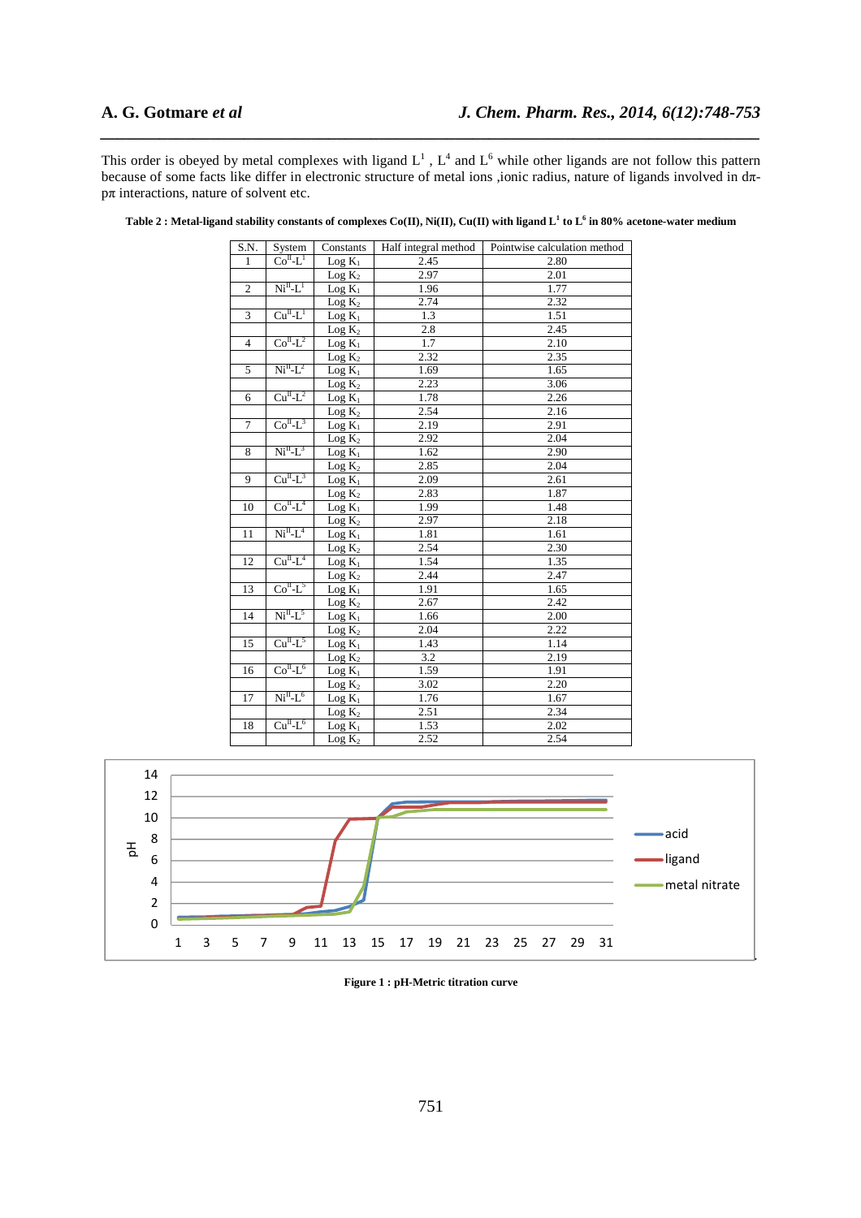This order is obeyed by metal complexes with ligand $L^1$ , $L^4$ and $L^6$ while other ligands are not follow this pattern because of some facts like differ in electronic structure of metal ions ,ionic radius, nature of ligands involved in dπ-pπ interactions, nature of solvent etc.

**Table 2 : Metal-ligand stability constants of complexes Co(II), Ni(II), Cu(II) with ligand $L^1$ to $L^6$ in 80% acetone-water medium**

| S.N. | System | Constants | Half integral method | Pointwise calculation method |
|---|---|---|---|---|
| 1 | $Co^{II}$-$L^1$ | Log $K_1$ | 2.45 | 2.80 |
| | | Log $K_2$ | 2.97 | 2.01 |
| 2 | $Ni^{II}$-$L^1$ | Log $K_1$ | 1.96 | 1.77 |
| | | Log $K_2$ | 2.74 | 2.32 |
| 3 | $Cu^{II}$-$L^1$ | Log $K_1$ | 1.3 | 1.51 |
| | | Log $K_2$ | 2.8 | 2.45 |
| 4 | $Co^{II}$-$L^2$ | Log $K_1$ | 1.7 | 2.10 |
| | | Log $K_2$ | 2.32 | 2.35 |
| 5 | $Ni^{II}$-$L^2$ | Log $K_1$ | 1.69 | 1.65 |
| | | Log $K_2$ | 2.23 | 3.06 |
| 6 | $Cu^{II}$-$L^2$ | Log $K_1$ | 1.78 | 2.26 |
| | | Log $K_2$ | 2.54 | 2.16 |
| 7 | $Co^{II}$-$L^3$ | Log $K_1$ | 2.19 | 2.91 |
| | | Log $K_2$ | 2.92 | 2.04 |
| 8 | $Ni^{II}$-$L^3$ | Log $K_1$ | 1.62 | 2.90 |
| | | Log $K_2$ | 2.85 | 2.04 |
| 9 | $Cu^{II}$-$L^3$ | Log $K_1$ | 2.09 | 2.61 |
| | | Log $K_2$ | 2.83 | 1.87 |
| 10 | $Co^{II}$-$L^4$ | Log $K_1$ | 1.99 | 1.48 |
| | | Log $K_2$ | 2.97 | 2.18 |
| 11 | $Ni^{II}$-$L^4$ | Log $K_1$ | 1.81 | 1.61 |
| | | Log $K_2$ | 2.54 | 2.30 |
| 12 | $Cu^{II}$-$L^4$ | Log $K_1$ | 1.54 | 1.35 |
| | | Log $K_2$ | 2.44 | 2.47 |
| 13 | $Co^{II}$-$L^5$ | Log $K_1$ | 1.91 | 1.65 |
| | | Log $K_2$ | 2.67 | 2.42 |
| 14 | $Ni^{II}$-$L^5$ | Log $K_1$ | 1.66 | 2.00 |
| | | Log $K_2$ | 2.04 | 2.22 |
| 15 | $Cu^{II}$-$L^5$ | Log $K_1$ | 1.43 | 1.14 |
| | | Log $K_2$ | 3.2 | 2.19 |
| 16 | $Co^{II}$-$L^6$ | Log $K_1$ | 1.59 | 1.91 |
| | | Log $K_2$ | 3.02 | 2.20 |
| 17 | $Ni^{II}$-$L^6$ | Log $K_1$ | 1.76 | 1.67 |
| | | Log $K_2$ | 2.51 | 2.34 |
| 18 | $Cu^{II}$-$L^6$ | Log $K_1$ | 1.53 | 2.02 |
| | | Log $K_2$ | 2.52 | 2.54 |

**Figure 1 : pH-Metric titration curve**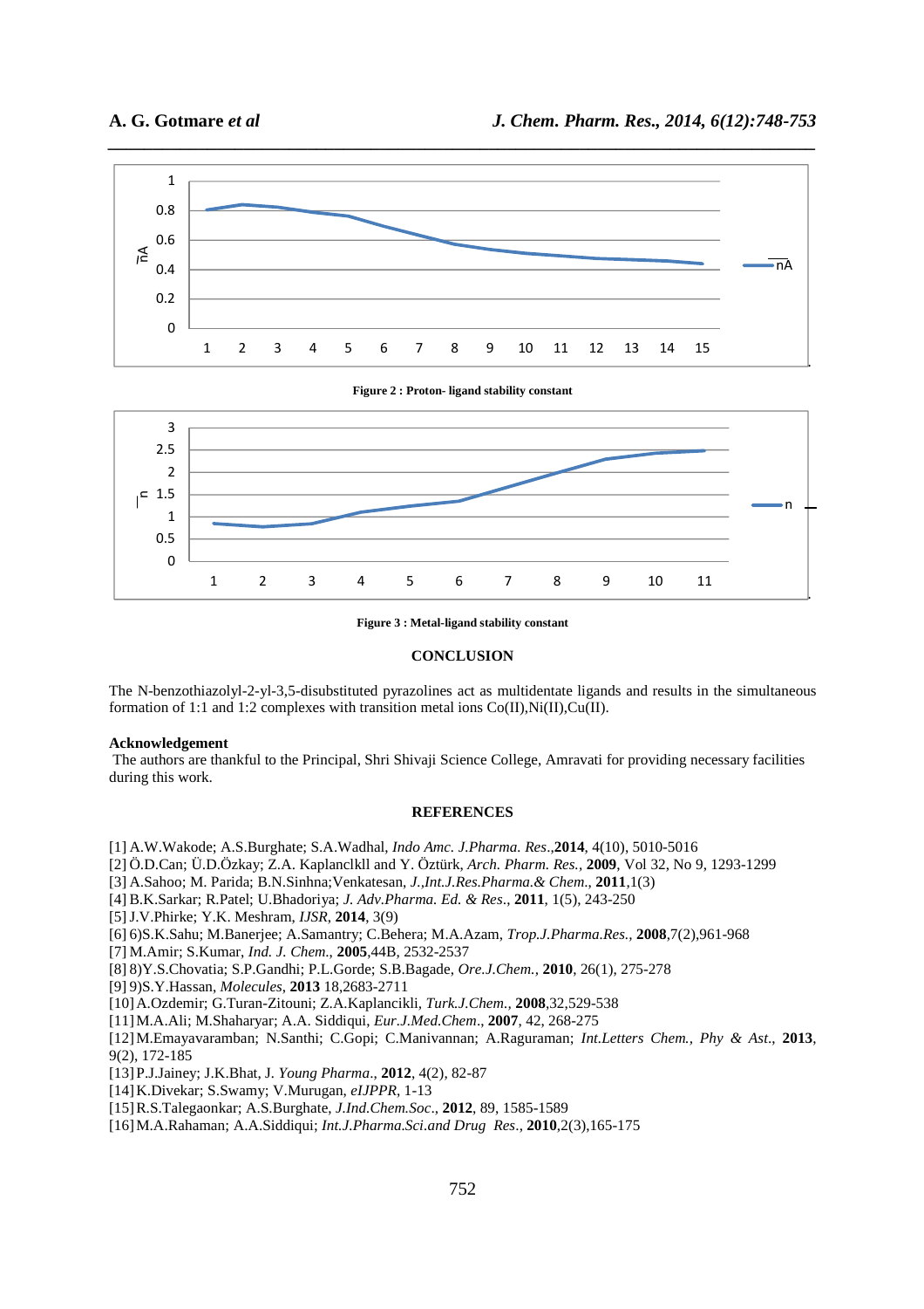Figure 2 : Proton- ligand stability constant

Figure 3 : Metal-ligand stability constant

## CONCLUSION

The N-benzothiazolyl-2-yl-3,5-disubstituted pyrazolines act as multidentate ligands and results in the simultaneous formation of 1:1 and 1:2 complexes with transition metal ions Co(II),Ni(II),Cu(II).

**Acknowledgement**

The authors are thankful to the Principal, Shri Shivaji Science College, Amravati for providing necessary facilities during this work.

## REFERENCES

[1] A.W.Wakode; A.S.Burghate; S.A.Wadhal, *Indo Amc. J.Pharma. Res*.,**2014**, 4(10), 5010-5016

[2] Ö.D.Can; Ü.D.Özkay; Z.A. Kaplanclkll and Y. Öztürk, *Arch. Pharm. Res.*, **2009**, Vol 32, No 9, 1293-1299

[3] A.Sahoo; M. Parida; B.N.Sinhna;Venkatesan, *J.,Int.J.Res.Pharma.& Chem*., **2011**,1(3)

[4] B.K.Sarkar; R.Patel; U.Bhadoriya; *J. Adv.Pharma. Ed. & Res*., **2011**, 1(5), 243-250

[5] J.V.Phirke; Y.K. Meshram, *IJSR*, **2014**, 3(9)

[6] 6)S.K.Sahu; M.Banerjee; A.Samantry; C.Behera; M.A.Azam, *Trop.J.Pharma.Res.*, **2008**,7(2),961-968

[7] M.Amir; S.Kumar, *Ind. J. Chem*., **2005**,44B, 2532-2537

[8] 8)Y.S.Chovatia; S.P.Gandhi; P.L.Gorde; S.B.Bagade, *Ore.J.Chem.*, **2010**, 26(1), 275-278

[9] 9)S.Y.Hassan, *Molecules*, **2013** 18,2683-2711

[10] A.Ozdemir; G.Turan-Zitouni; Z.A.Kaplancikli, *Turk.J.Chem.*, **2008**,32,529-538

[11] M.A.Ali; M.Shaharyar; A.A. Siddiqui, *Eur.J.Med.Chem*., **2007**, 42, 268-275

[12] M.Emayavaramban; N.Santhi; C.Gopi; C.Manivannan; A.Raguraman; *Int.Letters Chem., Phy & Ast*., **2013**, 9(2), 172-185

[13] P.J.Jainey; J.K.Bhat, J. *Young Pharma*., **2012**, 4(2), 82-87

[14] K.Divekar; S.Swamy; V.Murugan, *eIJPPR*, 1-13

[15] R.S.Talegaonkar; A.S.Burghate, *J.Ind.Chem.Soc*., **2012**, 89, 1585-1589

[16] M.A.Rahaman; A.A.Siddiqui; *Int.J.Pharma.Sci.and Drug Res*., **2010**,2(3),165-175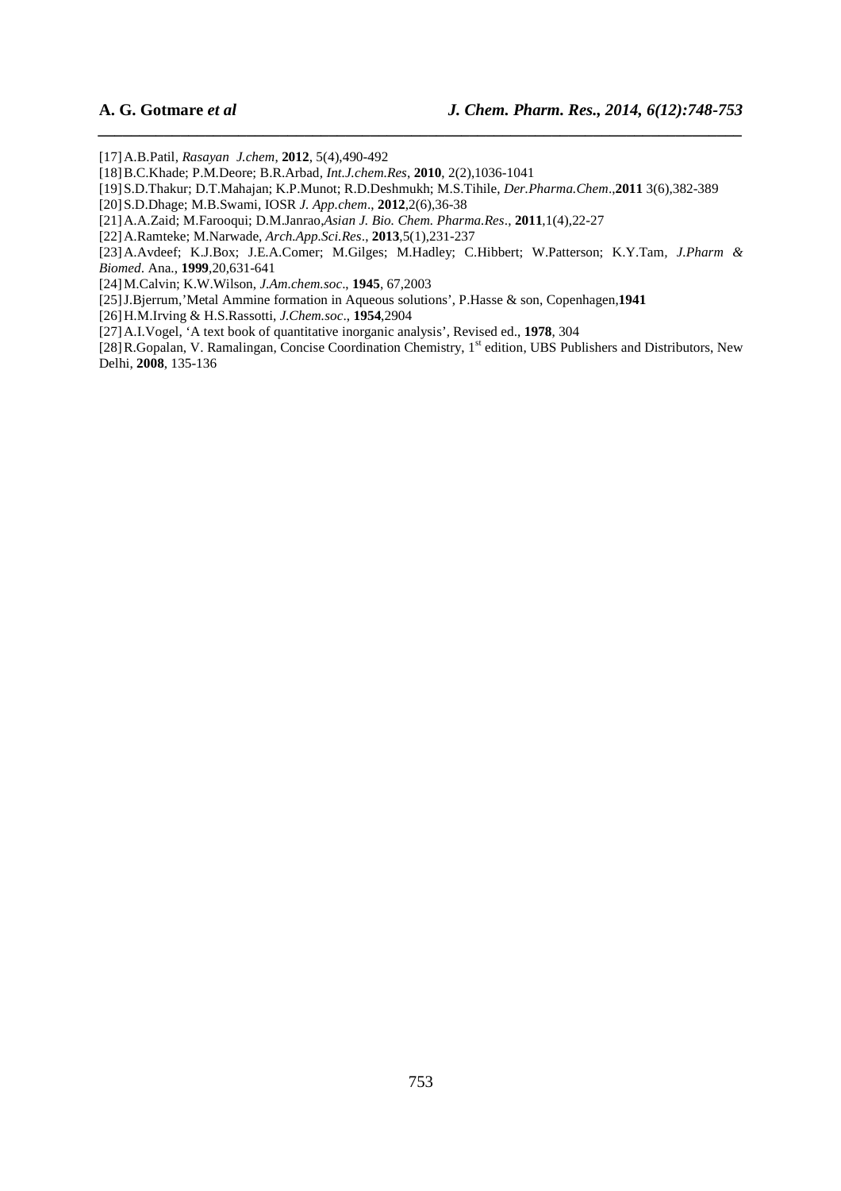[17] A.B.Patil, *Rasayan J.chem*, **2012**, 5(4),490-492

[18] B.C.Khade; P.M.Deore; B.R.Arbad, *Int.J.chem.Res*, **2010**, 2(2),1036-1041

[19] S.D.Thakur; D.T.Mahajan; K.P.Munot; R.D.Deshmukh; M.S.Tihile, *Der.Pharma.Chem*.,**2011** 3(6),382-389

[20] S.D.Dhage; M.B.Swami, IOSR *J. App.chem*., **2012**,2(6),36-38

[21] A.A.Zaid; M.Farooqui; D.M.Janrao,*Asian J. Bio. Chem. Pharma.Res*., **2011**,1(4),22-27

[22] A.Ramteke; M.Narwade, *Arch.App.Sci.Res*., **2013**,5(1),231-237

[23] A.Avdeef; K.J.Box; J.E.A.Comer; M.Gilges; M.Hadley; C.Hibbert; W.Patterson; K.Y.Tam, *J.Pharm & Biomed*. Ana., **1999**,20,631-641

[24] M.Calvin; K.W.Wilson, *J.Am.chem.soc*., **1945**, 67,2003

[25] J.Bjerrum,'Metal Ammine formation in Aqueous solutions', P.Hasse & son, Copenhagen,**1941**

[26] H.M.Irving & H.S.Rassotti, *J.Chem.soc*., **1954**,2904

[27] A.I.Vogel, 'A text book of quantitative inorganic analysis', Revised ed., **1978**, 304

[28] R.Gopalan, V. Ramalingan, Concise Coordination Chemistry, 1st edition, UBS Publishers and Distributors, New Delhi, **2008**, 135-136